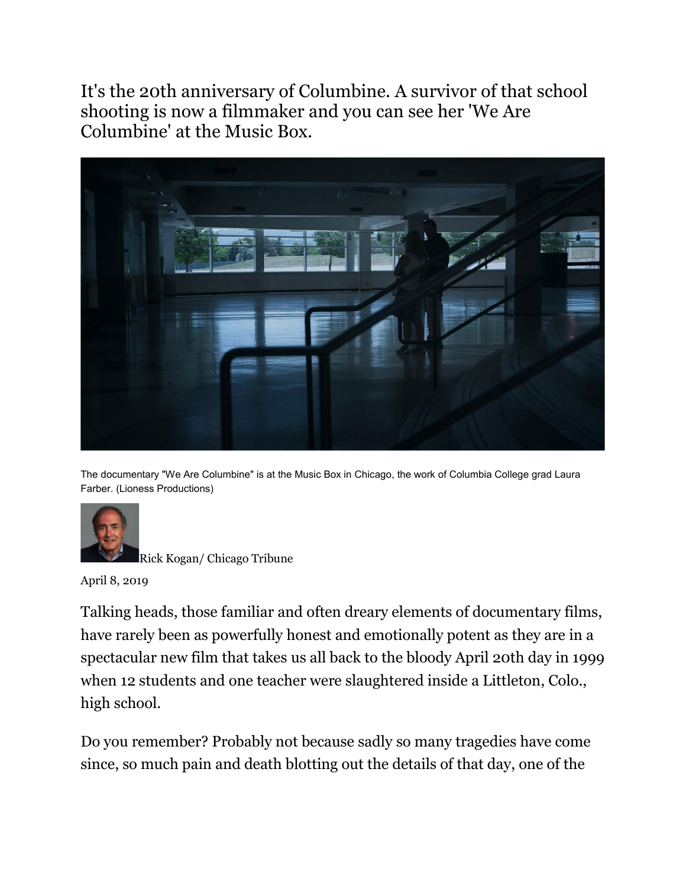# It's the 20th anniversary of Columbine. A survivor of that school shooting is now a filmmaker and you can see her 'We Are Columbine' at the Music Box.

The documentary "We Are Columbine" is at the Music Box in Chicago, the work of Columbia College grad Laura Farber. (Lioness Productions)

Rick Kogan/ Chicago Tribune

April 8, 2019

Talking heads, those familiar and often dreary elements of documentary films, have rarely been as powerfully honest and emotionally potent as they are in a spectacular new film that takes us all back to the bloody April 20th day in 1999 when 12 students and one teacher were slaughtered inside a Littleton, Colo., high school.

Do you remember? Probably not because sadly so many tragedies have come since, so much pain and death blotting out the details of that day, one of the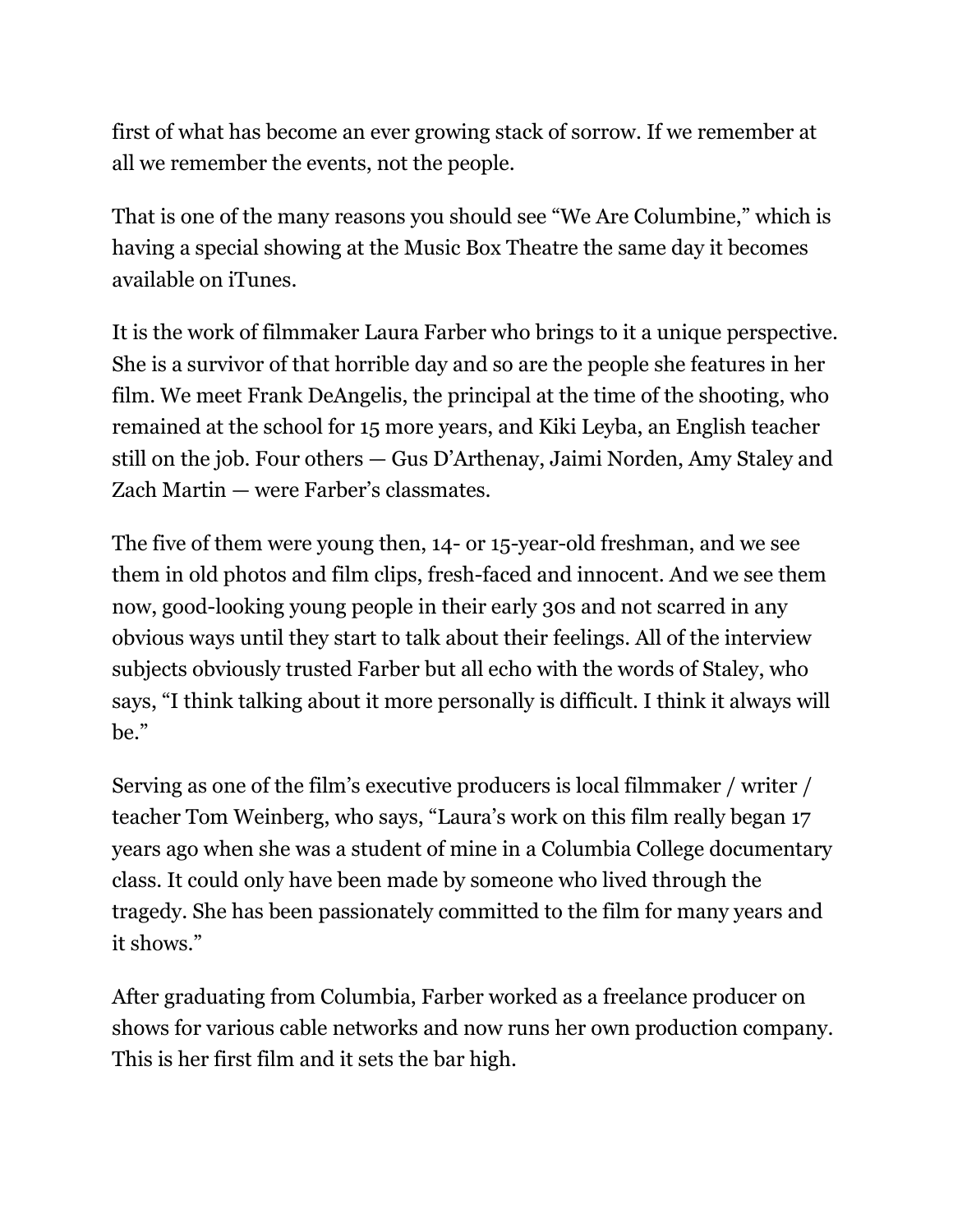first of what has become an ever growing stack of sorrow. If we remember at all we remember the events, not the people.

That is one of the many reasons you should see "We Are Columbine," which is having a special showing at the Music Box Theatre the same day it becomes available on iTunes.

It is the work of filmmaker Laura Farber who brings to it a unique perspective. She is a survivor of that horrible day and so are the people she features in her film. We meet Frank DeAngelis, the principal at the time of the shooting, who remained at the school for 15 more years, and Kiki Leyba, an English teacher still on the job. Four others — Gus D'Arthenay, Jaimi Norden, Amy Staley and Zach Martin — were Farber's classmates.

The five of them were young then, 14- or 15-year-old freshman, and we see them in old photos and film clips, fresh-faced and innocent. And we see them now, good-looking young people in their early 30s and not scarred in any obvious ways until they start to talk about their feelings. All of the interview subjects obviously trusted Farber but all echo with the words of Staley, who says, "I think talking about it more personally is difficult. I think it always will be."

Serving as one of the film's executive producers is local filmmaker / writer / teacher Tom Weinberg, who says, "Laura's work on this film really began 17 years ago when she was a student of mine in a Columbia College documentary class. It could only have been made by someone who lived through the tragedy. She has been passionately committed to the film for many years and it shows."

After graduating from Columbia, Farber worked as a freelance producer on shows for various cable networks and now runs her own production company. This is her first film and it sets the bar high.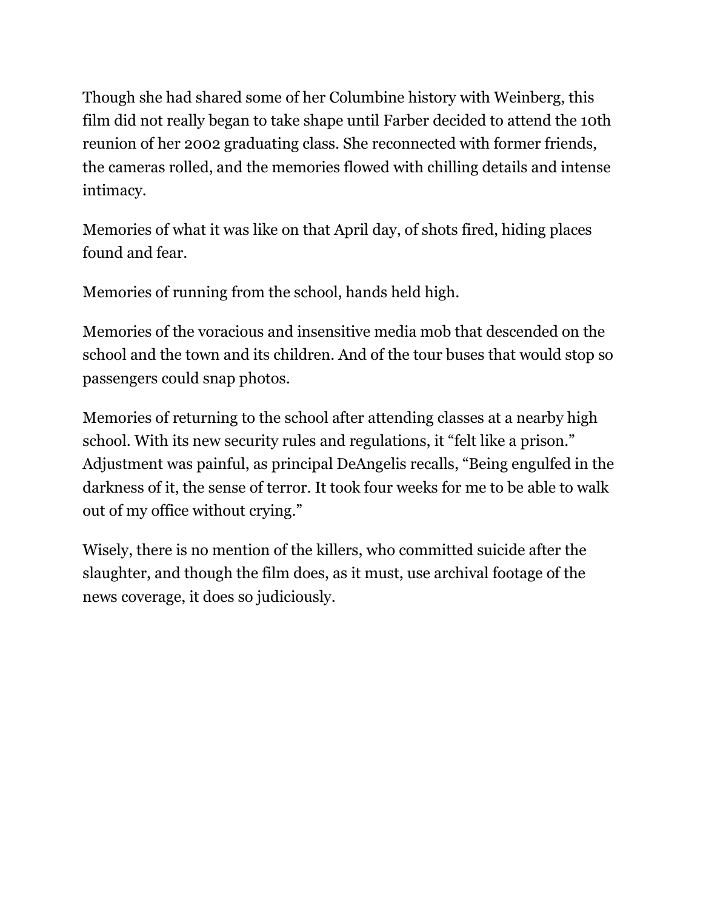Though she had shared some of her Columbine history with Weinberg, this film did not really began to take shape until Farber decided to attend the 10th reunion of her 2002 graduating class. She reconnected with former friends, the cameras rolled, and the memories flowed with chilling details and intense intimacy.

Memories of what it was like on that April day, of shots fired, hiding places found and fear.

Memories of running from the school, hands held high.

Memories of the voracious and insensitive media mob that descended on the school and the town and its children. And of the tour buses that would stop so passengers could snap photos.

Memories of returning to the school after attending classes at a nearby high school. With its new security rules and regulations, it "felt like a prison." Adjustment was painful, as principal DeAngelis recalls, "Being engulfed in the darkness of it, the sense of terror. It took four weeks for me to be able to walk out of my office without crying."

Wisely, there is no mention of the killers, who committed suicide after the slaughter, and though the film does, as it must, use archival footage of the news coverage, it does so judiciously.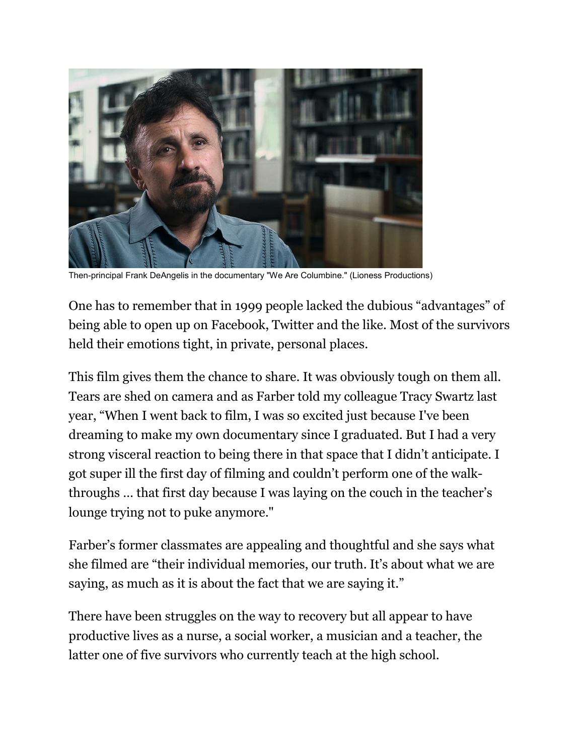Then-principal Frank DeAngelis in the documentary "We Are Columbine." (Lioness Productions)

One has to remember that in 1999 people lacked the dubious “advantages” of being able to open up on Facebook, Twitter and the like. Most of the survivors held their emotions tight, in private, personal places.

This film gives them the chance to share. It was obviously tough on them all. Tears are shed on camera and as Farber told my colleague Tracy Swartz last year, “When I went back to film, I was so excited just because I've been dreaming to make my own documentary since I graduated. But I had a very strong visceral reaction to being there in that space that I didn’t anticipate. I got super ill the first day of filming and couldn’t perform one of the walk-throughs … that first day because I was laying on the couch in the teacher’s lounge trying not to puke anymore."

Farber’s former classmates are appealing and thoughtful and she says what she filmed are “their individual memories, our truth. It’s about what we are saying, as much as it is about the fact that we are saying it.”

There have been struggles on the way to recovery but all appear to have productive lives as a nurse, a social worker, a musician and a teacher, the latter one of five survivors who currently teach at the high school.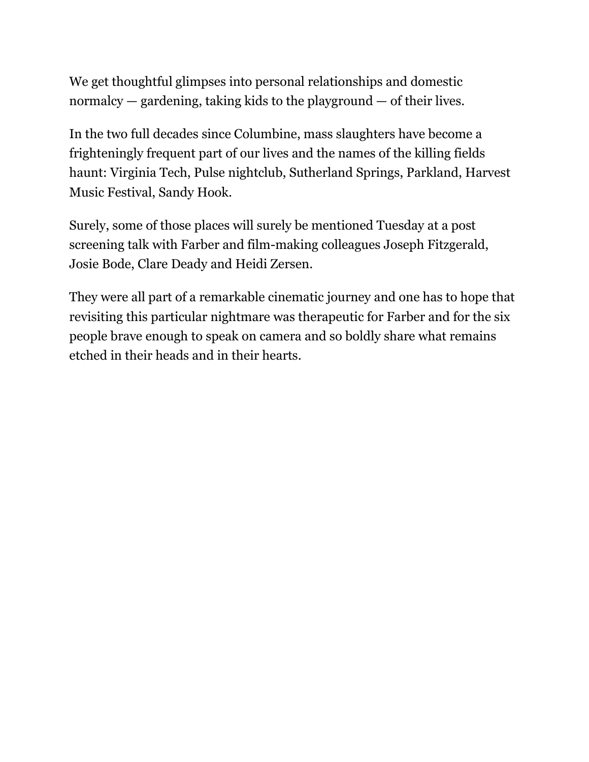We get thoughtful glimpses into personal relationships and domestic normalcy — gardening, taking kids to the playground — of their lives.

In the two full decades since Columbine, mass slaughters have become a frighteningly frequent part of our lives and the names of the killing fields haunt: Virginia Tech, Pulse nightclub, Sutherland Springs, Parkland, Harvest Music Festival, Sandy Hook.

Surely, some of those places will surely be mentioned Tuesday at a post screening talk with Farber and film-making colleagues Joseph Fitzgerald, Josie Bode, Clare Deady and Heidi Zersen.

They were all part of a remarkable cinematic journey and one has to hope that revisiting this particular nightmare was therapeutic for Farber and for the six people brave enough to speak on camera and so boldly share what remains etched in their heads and in their hearts.